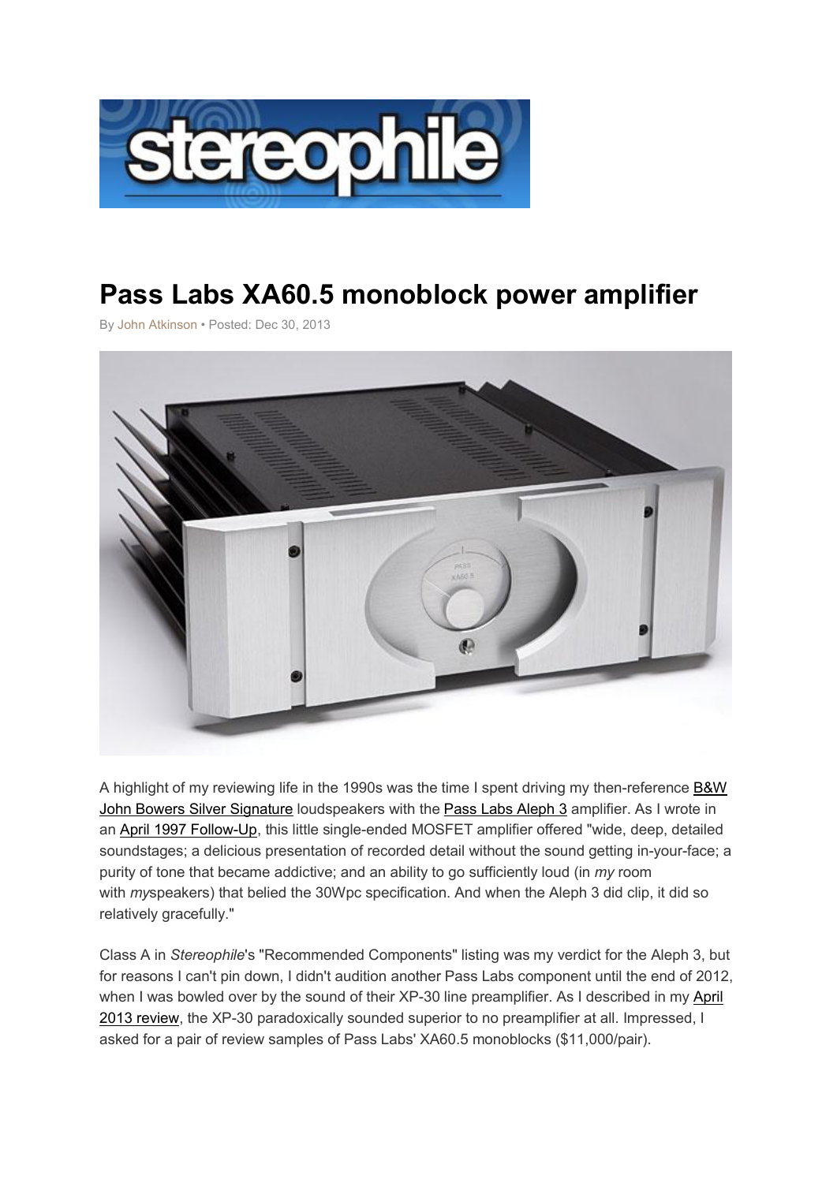# Pass Labs XA60.5 monoblock power amplifier

By John Atkinson • Posted: Dec 30, 2013

A highlight of my reviewing life in the 1990s was the time I spent driving my then-reference B&W John Bowers Silver Signature loudspeakers with the Pass Labs Aleph 3 amplifier. As I wrote in an April 1997 Follow-Up, this little single-ended MOSFET amplifier offered "wide, deep, detailed soundstages; a delicious presentation of recorded detail without the sound getting in-your-face; a purity of tone that became addictive; and an ability to go sufficiently loud (in *my* room with *my*speakers) that belied the 30Wpc specification. And when the Aleph 3 did clip, it did so relatively gracefully."

Class A in *Stereophile*'s "Recommended Components" listing was my verdict for the Aleph 3, but for reasons I can't pin down, I didn't audition another Pass Labs component until the end of 2012, when I was bowled over by the sound of their XP-30 line preamplifier. As I described in my April 2013 review, the XP-30 paradoxically sounded superior to no preamplifier at all. Impressed, I asked for a pair of review samples of Pass Labs' XA60.5 monoblocks ($11,000/pair).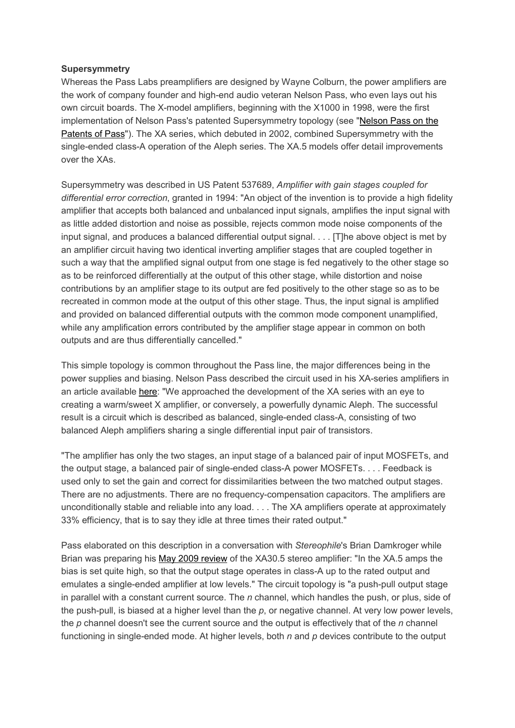**Supersymmetry**

Whereas the Pass Labs preamplifiers are designed by Wayne Colburn, the power amplifiers are the work of company founder and high-end audio veteran Nelson Pass, who even lays out his own circuit boards. The X-model amplifiers, beginning with the X1000 in 1998, were the first implementation of Nelson Pass's patented Supersymmetry topology (see "Nelson Pass on the Patents of Pass"). The XA series, which debuted in 2002, combined Supersymmetry with the single-ended class-A operation of the Aleph series. The XA.5 models offer detail improvements over the XAs.

Supersymmetry was described in US Patent 537689, *Amplifier with gain stages coupled for differential error correction*, granted in 1994: "An object of the invention is to provide a high fidelity amplifier that accepts both balanced and unbalanced input signals, amplifies the input signal with as little added distortion and noise as possible, rejects common mode noise components of the input signal, and produces a balanced differential output signal. . . . [T]he above object is met by an amplifier circuit having two identical inverting amplifier stages that are coupled together in such a way that the amplified signal output from one stage is fed negatively to the other stage so as to be reinforced differentially at the output of this other stage, while distortion and noise contributions by an amplifier stage to its output are fed positively to the other stage so as to be recreated in common mode at the output of this other stage. Thus, the input signal is amplified and provided on balanced differential outputs with the common mode component unamplified, while any amplification errors contributed by the amplifier stage appear in common on both outputs and are thus differentially cancelled."

This simple topology is common throughout the Pass line, the major differences being in the power supplies and biasing. Nelson Pass described the circuit used in his XA-series amplifiers in an article available here: "We approached the development of the XA series with an eye to creating a warm/sweet X amplifier, or conversely, a powerfully dynamic Aleph. The successful result is a circuit which is described as balanced, single-ended class-A, consisting of two balanced Aleph amplifiers sharing a single differential input pair of transistors.

"The amplifier has only the two stages, an input stage of a balanced pair of input MOSFETs, and the output stage, a balanced pair of single-ended class-A power MOSFETs. . . . Feedback is used only to set the gain and correct for dissimilarities between the two matched output stages. There are no adjustments. There are no frequency-compensation capacitors. The amplifiers are unconditionally stable and reliable into any load. . . . The XA amplifiers operate at approximately 33% efficiency, that is to say they idle at three times their rated output."

Pass elaborated on this description in a conversation with *Stereophile*'s Brian Damkroger while Brian was preparing his May 2009 review of the XA30.5 stereo amplifier: "In the XA.5 amps the bias is set quite high, so that the output stage operates in class-A up to the rated output and emulates a single-ended amplifier at low levels." The circuit topology is "a push-pull output stage in parallel with a constant current source. The *n* channel, which handles the push, or plus, side of the push-pull, is biased at a higher level than the *p*, or negative channel. At very low power levels, the *p* channel doesn't see the current source and the output is effectively that of the *n* channel functioning in single-ended mode. At higher levels, both *n* and *p* devices contribute to the output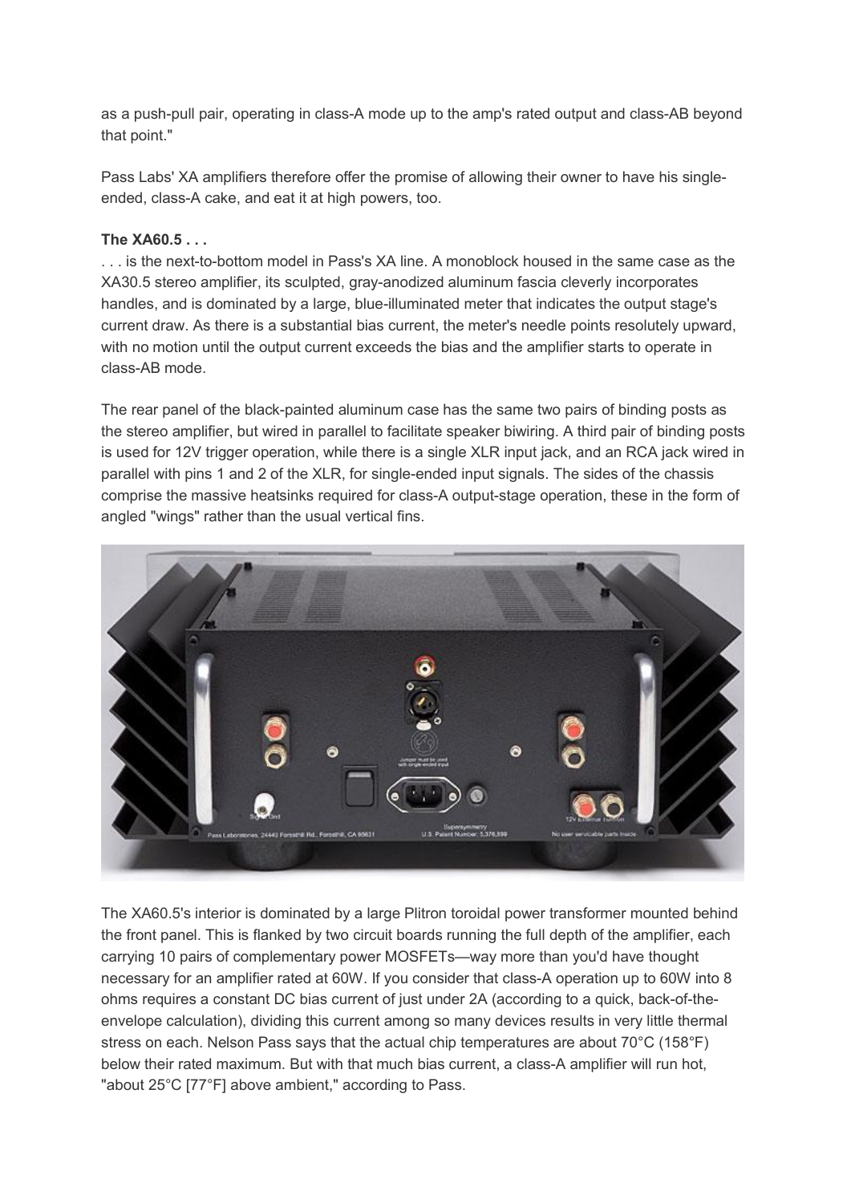as a push-pull pair, operating in class-A mode up to the amp's rated output and class-AB beyond that point."

Pass Labs' XA amplifiers therefore offer the promise of allowing their owner to have his single-ended, class-A cake, and eat it at high powers, too.

**The XA60.5 . . .**

. . . is the next-to-bottom model in Pass's XA line. A monoblock housed in the same case as the XA30.5 stereo amplifier, its sculpted, gray-anodized aluminum fascia cleverly incorporates handles, and is dominated by a large, blue-illuminated meter that indicates the output stage's current draw. As there is a substantial bias current, the meter's needle points resolutely upward, with no motion until the output current exceeds the bias and the amplifier starts to operate in class-AB mode.

The rear panel of the black-painted aluminum case has the same two pairs of binding posts as the stereo amplifier, but wired in parallel to facilitate speaker biwiring. A third pair of binding posts is used for 12V trigger operation, while there is a single XLR input jack, and an RCA jack wired in parallel with pins 1 and 2 of the XLR, for single-ended input signals. The sides of the chassis comprise the massive heatsinks required for class-A output-stage operation, these in the form of angled "wings" rather than the usual vertical fins.

The XA60.5's interior is dominated by a large Plitron toroidal power transformer mounted behind the front panel. This is flanked by two circuit boards running the full depth of the amplifier, each carrying 10 pairs of complementary power MOSFETs—way more than you'd have thought necessary for an amplifier rated at 60W. If you consider that class-A operation up to 60W into 8 ohms requires a constant DC bias current of just under 2A (according to a quick, back-of-the-envelope calculation), dividing this current among so many devices results in very little thermal stress on each. Nelson Pass says that the actual chip temperatures are about 70°C (158°F) below their rated maximum. But with that much bias current, a class-A amplifier will run hot, "about 25°C [77°F] above ambient," according to Pass.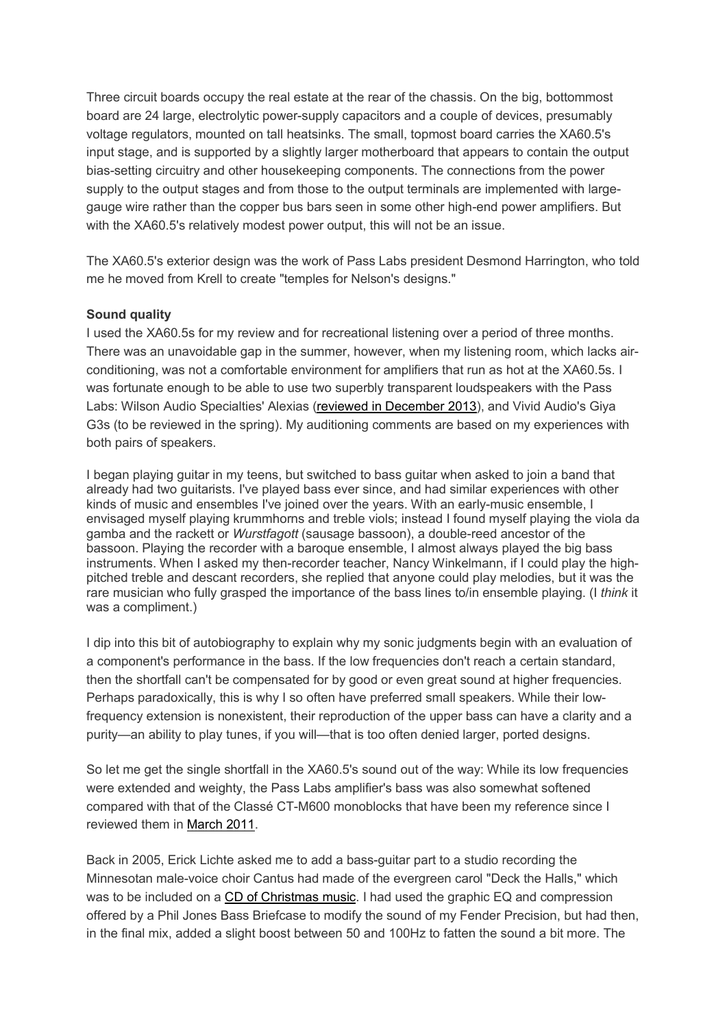Three circuit boards occupy the real estate at the rear of the chassis. On the big, bottommost board are 24 large, electrolytic power-supply capacitors and a couple of devices, presumably voltage regulators, mounted on tall heatsinks. The small, topmost board carries the XA60.5's input stage, and is supported by a slightly larger motherboard that appears to contain the output bias-setting circuitry and other housekeeping components. The connections from the power supply to the output stages and from those to the output terminals are implemented with large-gauge wire rather than the copper bus bars seen in some other high-end power amplifiers. But with the XA60.5's relatively modest power output, this will not be an issue.

The XA60.5's exterior design was the work of Pass Labs president Desmond Harrington, who told me he moved from Krell to create "temples for Nelson's designs."

**Sound quality**

I used the XA60.5s for my review and for recreational listening over a period of three months. There was an unavoidable gap in the summer, however, when my listening room, which lacks air-conditioning, was not a comfortable environment for amplifiers that run as hot at the XA60.5s. I was fortunate enough to be able to use two superbly transparent loudspeakers with the Pass Labs: Wilson Audio Specialties' Alexias (reviewed in December 2013), and Vivid Audio's Giya G3s (to be reviewed in the spring). My auditioning comments are based on my experiences with both pairs of speakers.

I began playing guitar in my teens, but switched to bass guitar when asked to join a band that already had two guitarists. I've played bass ever since, and had similar experiences with other kinds of music and ensembles I've joined over the years. With an early-music ensemble, I envisaged myself playing krummhorns and treble viols; instead I found myself playing the viola da gamba and the rackett or *Wurstfagott* (sausage bassoon), a double-reed ancestor of the bassoon. Playing the recorder with a baroque ensemble, I almost always played the big bass instruments. When I asked my then-recorder teacher, Nancy Winkelmann, if I could play the high-pitched treble and descant recorders, she replied that anyone could play melodies, but it was the rare musician who fully grasped the importance of the bass lines to/in ensemble playing. (I *think* it was a compliment.)

I dip into this bit of autobiography to explain why my sonic judgments begin with an evaluation of a component's performance in the bass. If the low frequencies don't reach a certain standard, then the shortfall can't be compensated for by good or even great sound at higher frequencies. Perhaps paradoxically, this is why I so often have preferred small speakers. While their low-frequency extension is nonexistent, their reproduction of the upper bass can have a clarity and a purity—an ability to play tunes, if you will—that is too often denied larger, ported designs.

So let me get the single shortfall in the XA60.5's sound out of the way: While its low frequencies were extended and weighty, the Pass Labs amplifier's bass was also somewhat softened compared with that of the Classé CT-M600 monoblocks that have been my reference since I reviewed them in March 2011.

Back in 2005, Erick Lichte asked me to add a bass-guitar part to a studio recording the Minnesotan male-voice choir Cantus had made of the evergreen carol "Deck the Halls," which was to be included on a CD of Christmas music. I had used the graphic EQ and compression offered by a Phil Jones Bass Briefcase to modify the sound of my Fender Precision, but had then, in the final mix, added a slight boost between 50 and 100Hz to fatten the sound a bit more. The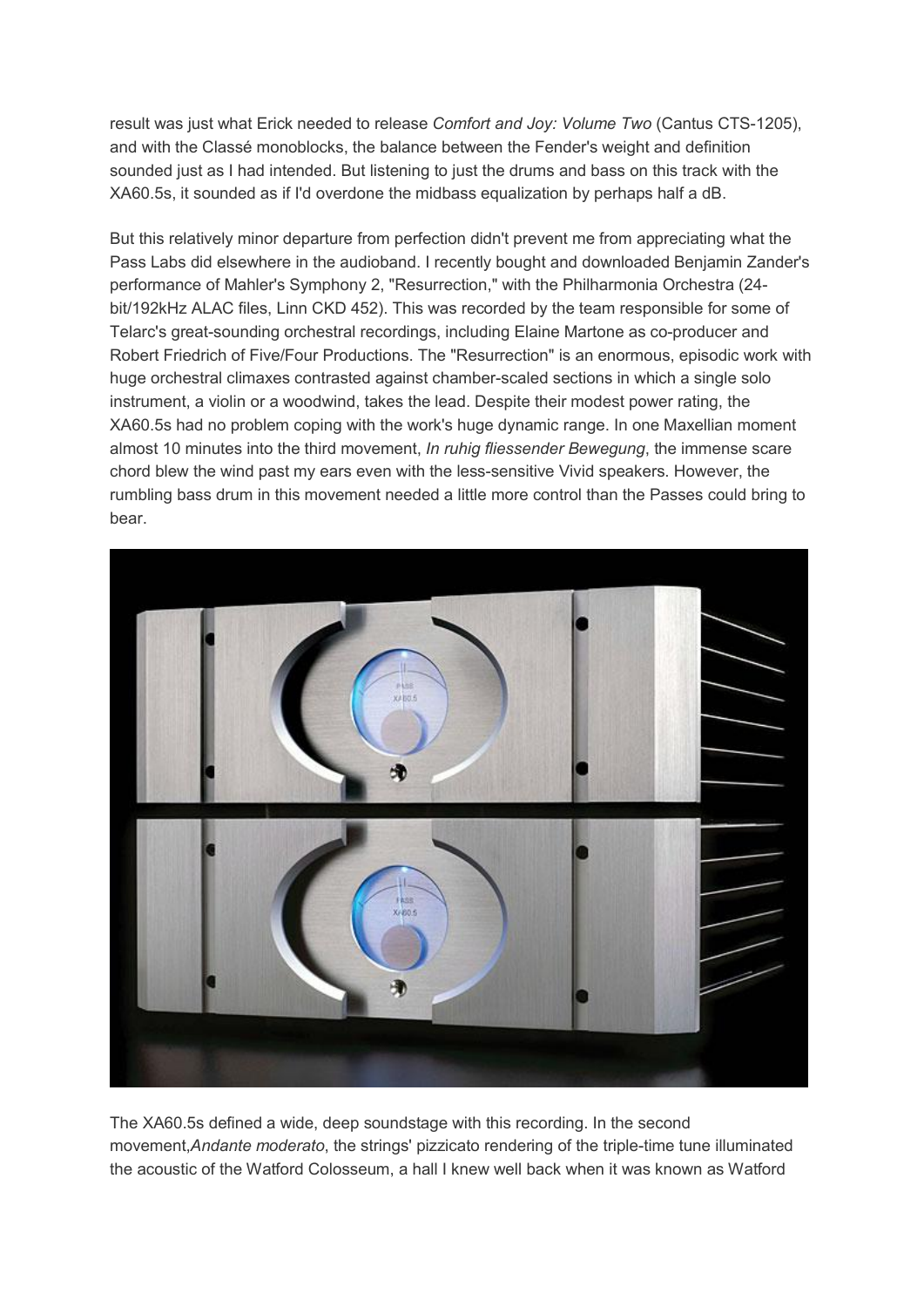result was just what Erick needed to release *Comfort and Joy: Volume Two* (Cantus CTS-1205), and with the Classé monoblocks, the balance between the Fender's weight and definition sounded just as I had intended. But listening to just the drums and bass on this track with the XA60.5s, it sounded as if I'd overdone the midbass equalization by perhaps half a dB.

But this relatively minor departure from perfection didn't prevent me from appreciating what the Pass Labs did elsewhere in the audioband. I recently bought and downloaded Benjamin Zander's performance of Mahler's Symphony 2, "Resurrection," with the Philharmonia Orchestra (24-bit/192kHz ALAC files, Linn CKD 452). This was recorded by the team responsible for some of Telarc's great-sounding orchestral recordings, including Elaine Martone as co-producer and Robert Friedrich of Five/Four Productions. The "Resurrection" is an enormous, episodic work with huge orchestral climaxes contrasted against chamber-scaled sections in which a single solo instrument, a violin or a woodwind, takes the lead. Despite their modest power rating, the XA60.5s had no problem coping with the work's huge dynamic range. In one Maxellian moment almost 10 minutes into the third movement, *In ruhig fliessender Bewegung*, the immense scare chord blew the wind past my ears even with the less-sensitive Vivid speakers. However, the rumbling bass drum in this movement needed a little more control than the Passes could bring to bear.

The XA60.5s defined a wide, deep soundstage with this recording. In the second movement,*Andante moderato*, the strings' pizzicato rendering of the triple-time tune illuminated the acoustic of the Watford Colosseum, a hall I knew well back when it was known as Watford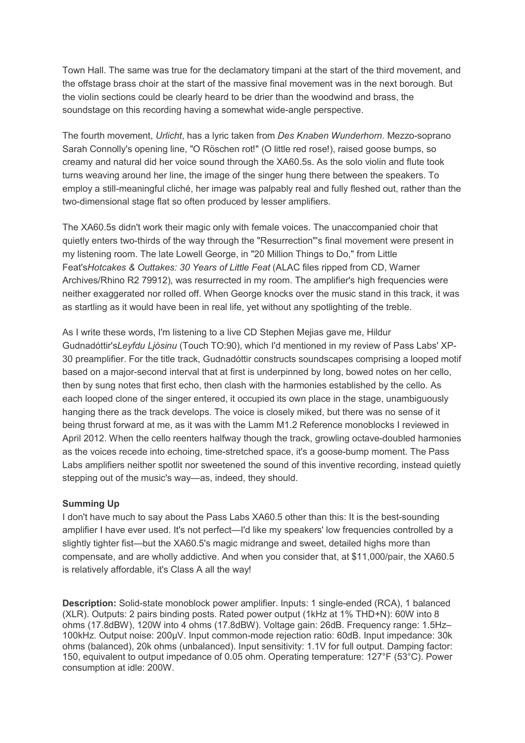Town Hall. The same was true for the declamatory timpani at the start of the third movement, and the offstage brass choir at the start of the massive final movement was in the next borough. But the violin sections could be clearly heard to be drier than the woodwind and brass, the soundstage on this recording having a somewhat wide-angle perspective.

The fourth movement, *Urlicht*, has a lyric taken from *Des Knaben Wunderhorn*. Mezzo-soprano Sarah Connolly's opening line, "O Röschen rot!" (O little red rose!), raised goose bumps, so creamy and natural did her voice sound through the XA60.5s. As the solo violin and flute took turns weaving around her line, the image of the singer hung there between the speakers. To employ a still-meaningful cliché, her image was palpably real and fully fleshed out, rather than the two-dimensional stage flat so often produced by lesser amplifiers.

The XA60.5s didn't work their magic only with female voices. The unaccompanied choir that quietly enters two-thirds of the way through the "Resurrection"'s final movement were present in my listening room. The late Lowell George, in "20 Million Things to Do," from Little Feat's*Hotcakes & Outtakes: 30 Years of Little Feat* (ALAC files ripped from CD, Warner Archives/Rhino R2 79912), was resurrected in my room. The amplifier's high frequencies were neither exaggerated nor rolled off. When George knocks over the music stand in this track, it was as startling as it would have been in real life, yet without any spotlighting of the treble.

As I write these words, I'm listening to a live CD Stephen Mejias gave me, Hildur Gudnadóttir's*Leyfdu Ljósinu* (Touch TO:90), which I'd mentioned in my review of Pass Labs' XP-30 preamplifier. For the title track, Gudnadóttir constructs soundscapes comprising a looped motif based on a major-second interval that at first is underpinned by long, bowed notes on her cello, then by sung notes that first echo, then clash with the harmonies established by the cello. As each looped clone of the singer entered, it occupied its own place in the stage, unambiguously hanging there as the track develops. The voice is closely miked, but there was no sense of it being thrust forward at me, as it was with the Lamm M1.2 Reference monoblocks I reviewed in April 2012. When the cello reenters halfway though the track, growling octave-doubled harmonies as the voices recede into echoing, time-stretched space, it's a goose-bump moment. The Pass Labs amplifiers neither spotlit nor sweetened the sound of this inventive recording, instead quietly stepping out of the music's way—as, indeed, they should.

**Summing Up**

I don't have much to say about the Pass Labs XA60.5 other than this: It is the best-sounding amplifier I have ever used. It's not perfect—I'd like my speakers' low frequencies controlled by a slightly tighter fist—but the XA60.5's magic midrange and sweet, detailed highs more than compensate, and are wholly addictive. And when you consider that, at $11,000/pair, the XA60.5 is relatively affordable, it's Class A all the way!

**Description:** Solid-state monoblock power amplifier. Inputs: 1 single-ended (RCA), 1 balanced (XLR). Outputs: 2 pairs binding posts. Rated power output (1kHz at 1% THD+N): 60W into 8 ohms (17.8dBW), 120W into 4 ohms (17.8dBW). Voltage gain: 26dB. Frequency range: 1.5Hz–100kHz. Output noise: 200µV. Input common-mode rejection ratio: 60dB. Input impedance: 30k ohms (balanced), 20k ohms (unbalanced). Input sensitivity: 1.1V for full output. Damping factor: 150, equivalent to output impedance of 0.05 ohm. Operating temperature: 127°F (53°C). Power consumption at idle: 200W.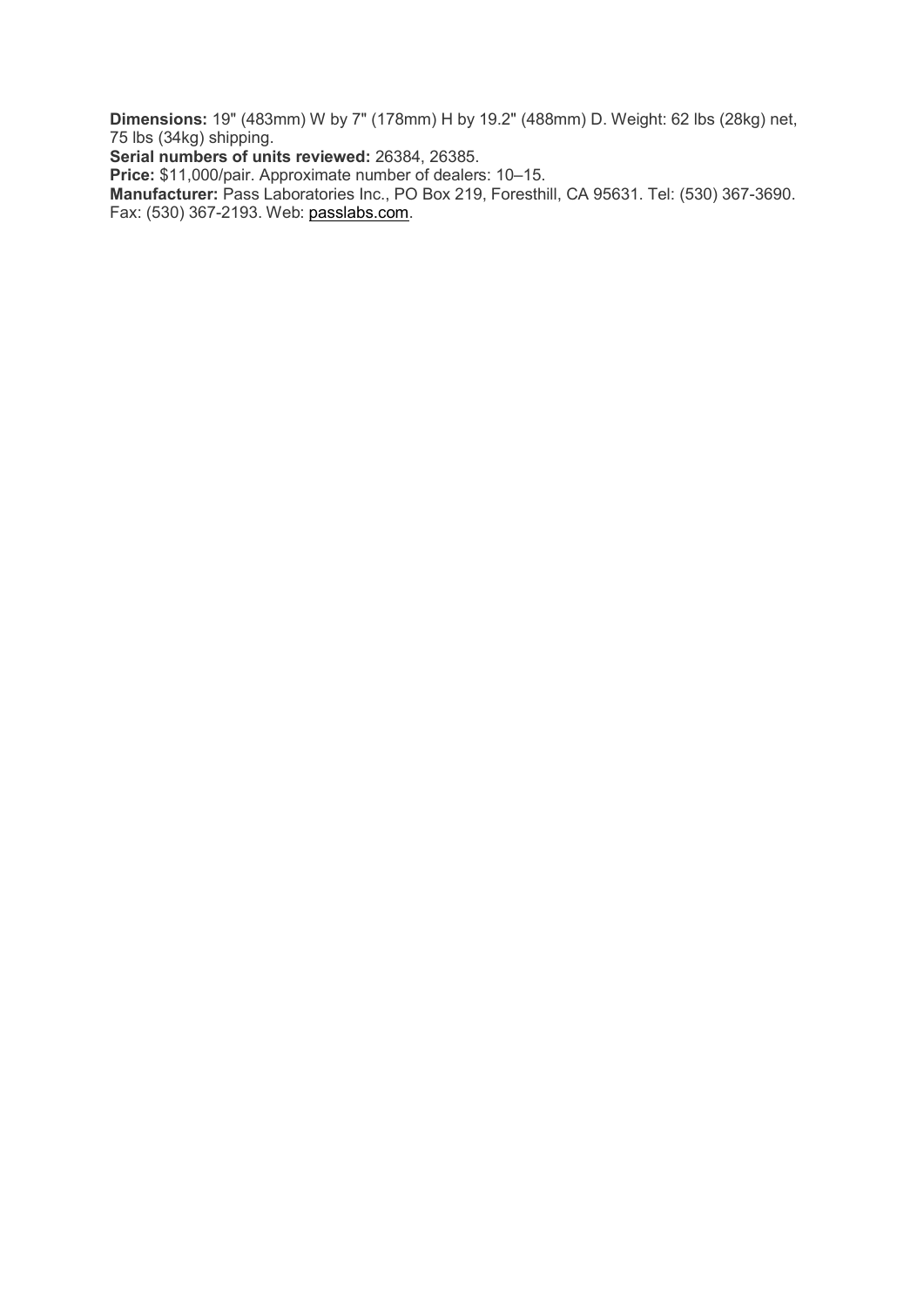**Dimensions:** 19" (483mm) W by 7" (178mm) H by 19.2" (488mm) D. Weight: 62 lbs (28kg) net, 75 lbs (34kg) shipping.
**Serial numbers of units reviewed:** 26384, 26385.
**Price:** $11,000/pair. Approximate number of dealers: 10–15.
**Manufacturer:** Pass Laboratories Inc., PO Box 219, Foresthill, CA 95631. Tel: (530) 367-3690. Fax: (530) 367-2193. Web: passlabs.com.